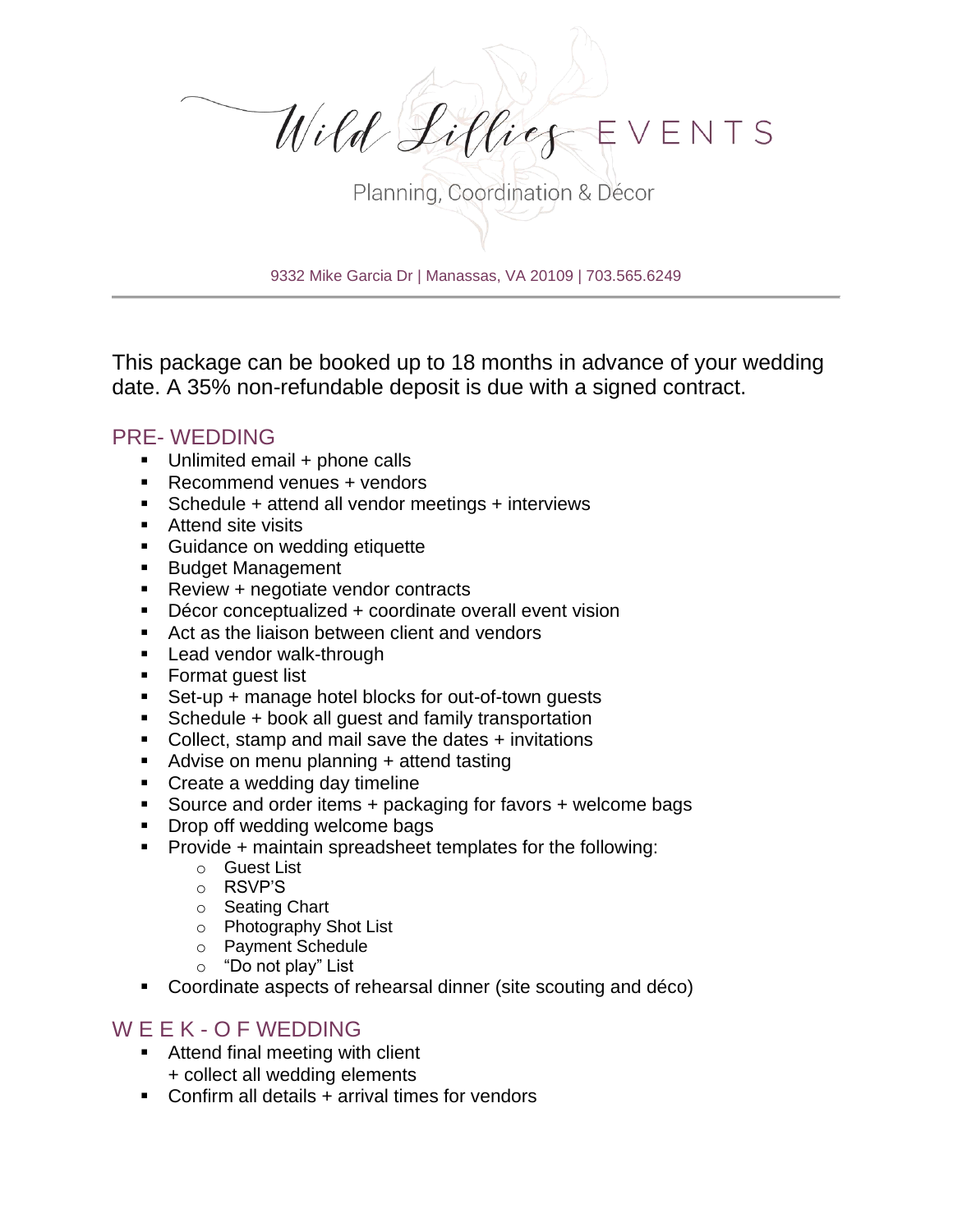# Wild Lillies EVENTS

Planning, Coordination & Décor

9332 Mike Garcia Dr | Manassas, VA 20109 | 703.565.6249

---

This package can be booked up to 18 months in advance of your wedding date. A 35% non-refundable deposit is due with a signed contract.

## PRE- WEDDING

- Unlimited email + phone calls
- Recommend venues + vendors
- Schedule + attend all vendor meetings + interviews
- Attend site visits
- Guidance on wedding etiquette
- Budget Management
- Review + negotiate vendor contracts
- Décor conceptualized + coordinate overall event vision
- Act as the liaison between client and vendors
- Lead vendor walk-through
- Format guest list
- Set-up + manage hotel blocks for out-of-town guests
- Schedule + book all guest and family transportation
- Collect, stamp and mail save the dates + invitations
- Advise on menu planning + attend tasting
- Create a wedding day timeline
- Source and order items + packaging for favors + welcome bags
- Drop off wedding welcome bags
- Provide + maintain spreadsheet templates for the following:
  - Guest List
  - RSVP'S
  - Seating Chart
  - Photography Shot List
  - Payment Schedule
  - "Do not play" List
- Coordinate aspects of rehearsal dinner (site scouting and déco)

## W E E K - O F WEDDING

- Attend final meeting with client + collect all wedding elements
- Confirm all details + arrival times for vendors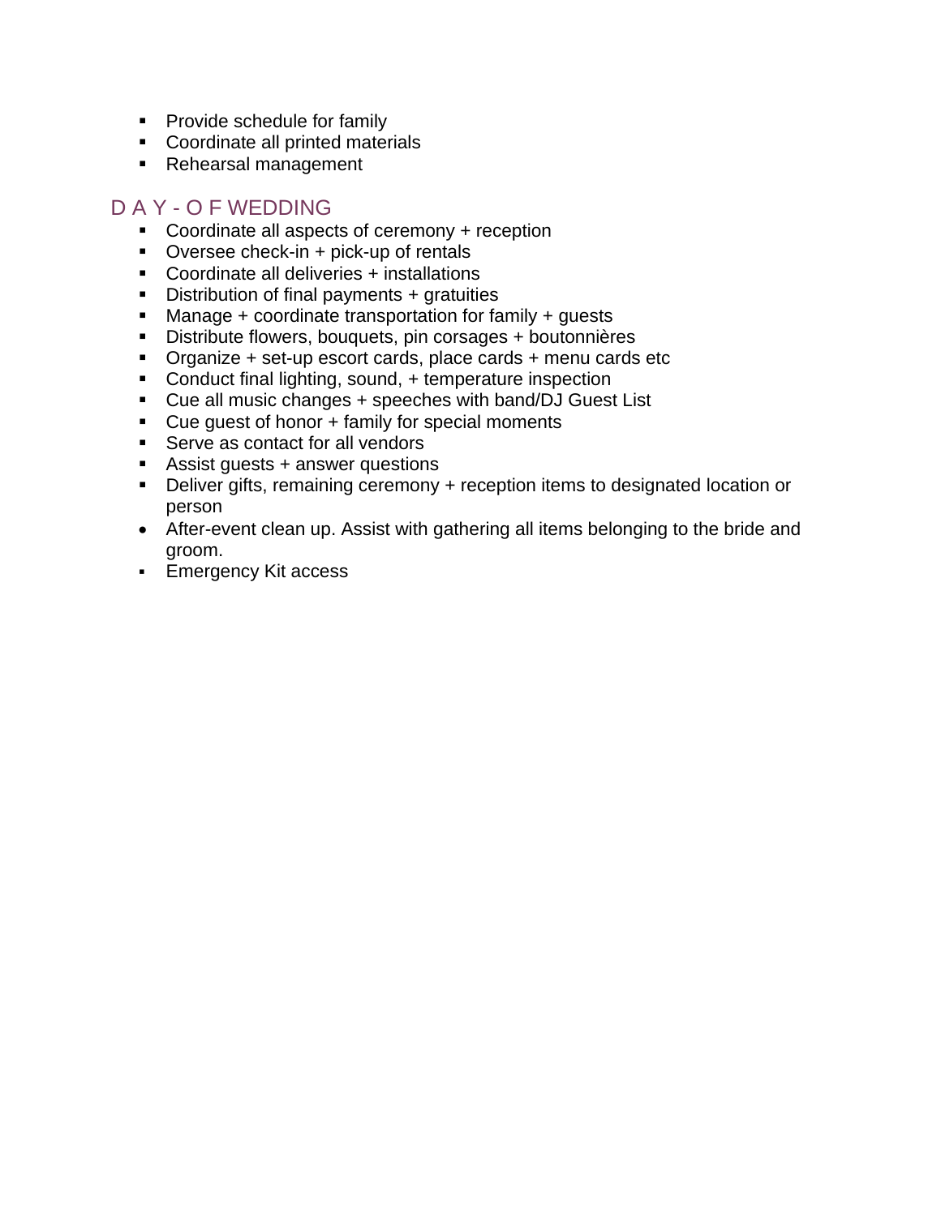- Provide schedule for family
- Coordinate all printed materials
- Rehearsal management

## D A Y - O F WEDDING

- Coordinate all aspects of ceremony + reception
- Oversee check-in + pick-up of rentals
- Coordinate all deliveries + installations
- Distribution of final payments + gratuities
- Manage + coordinate transportation for family + guests
- Distribute flowers, bouquets, pin corsages + boutonnières
- Organize + set-up escort cards, place cards + menu cards etc
- Conduct final lighting, sound, + temperature inspection
- Cue all music changes + speeches with band/DJ Guest List
- Cue guest of honor + family for special moments
- Serve as contact for all vendors
- Assist guests + answer questions
- Deliver gifts, remaining ceremony + reception items to designated location or person
- After-event clean up. Assist with gathering all items belonging to the bride and groom.
- Emergency Kit access